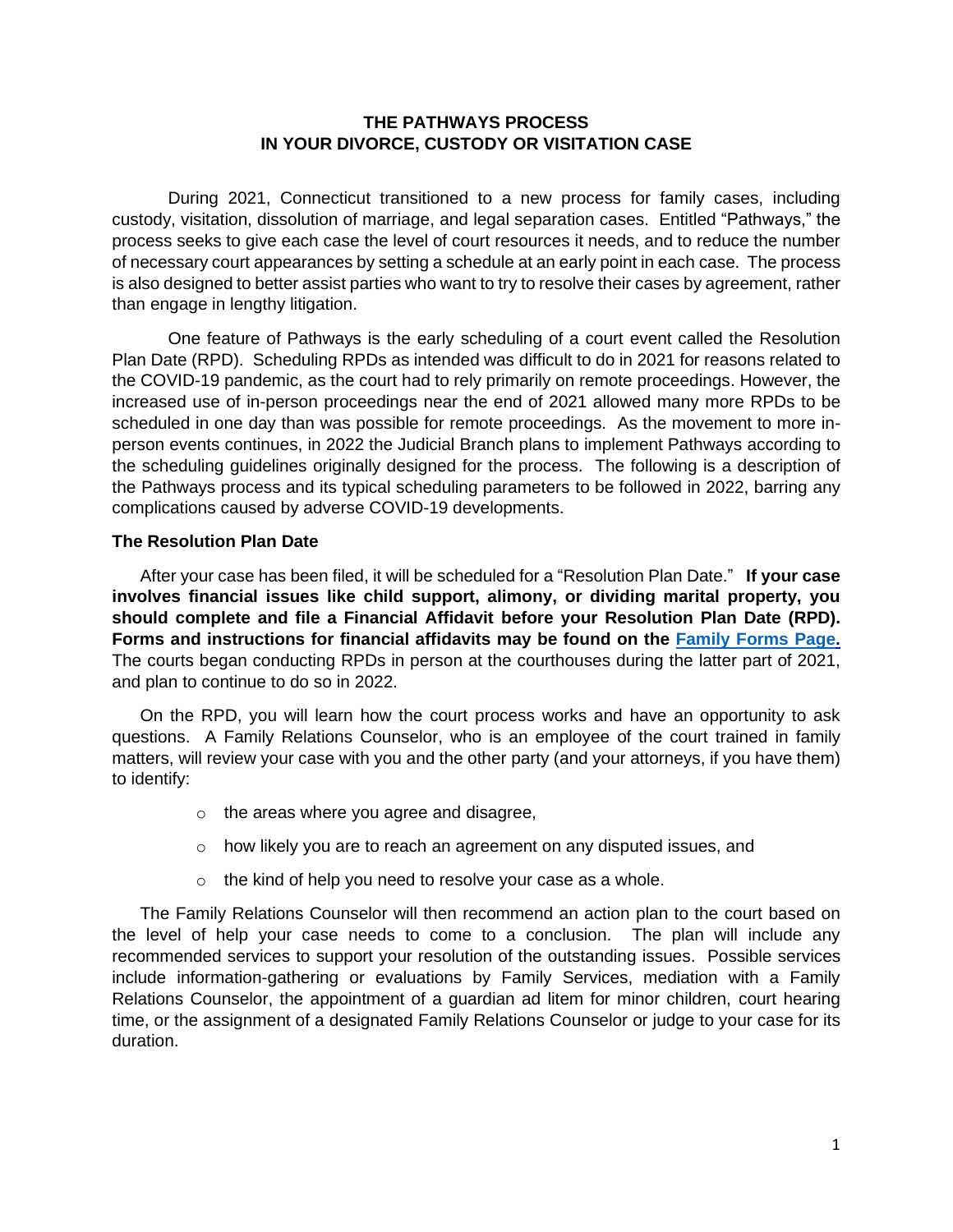# THE PATHWAYS PROCESS
# IN YOUR DIVORCE, CUSTODY OR VISITATION CASE

During 2021, Connecticut transitioned to a new process for family cases, including custody, visitation, dissolution of marriage, and legal separation cases. Entitled "Pathways," the process seeks to give each case the level of court resources it needs, and to reduce the number of necessary court appearances by setting a schedule at an early point in each case. The process is also designed to better assist parties who want to try to resolve their cases by agreement, rather than engage in lengthy litigation.

One feature of Pathways is the early scheduling of a court event called the Resolution Plan Date (RPD). Scheduling RPDs as intended was difficult to do in 2021 for reasons related to the COVID-19 pandemic, as the court had to rely primarily on remote proceedings. However, the increased use of in-person proceedings near the end of 2021 allowed many more RPDs to be scheduled in one day than was possible for remote proceedings. As the movement to more in-person events continues, in 2022 the Judicial Branch plans to implement Pathways according to the scheduling guidelines originally designed for the process. The following is a description of the Pathways process and its typical scheduling parameters to be followed in 2022, barring any complications caused by adverse COVID-19 developments.

### The Resolution Plan Date

After your case has been filed, it will be scheduled for a "Resolution Plan Date." **If your case involves financial issues like child support, alimony, or dividing marital property, you should complete and file a Financial Affidavit before your Resolution Plan Date (RPD). Forms and instructions for financial affidavits may be found on the Family Forms Page.** The courts began conducting RPDs in person at the courthouses during the latter part of 2021, and plan to continue to do so in 2022.

On the RPD, you will learn how the court process works and have an opportunity to ask questions. A Family Relations Counselor, who is an employee of the court trained in family matters, will review your case with you and the other party (and your attorneys, if you have them) to identify:

- the areas where you agree and disagree,
- how likely you are to reach an agreement on any disputed issues, and
- the kind of help you need to resolve your case as a whole.

The Family Relations Counselor will then recommend an action plan to the court based on the level of help your case needs to come to a conclusion. The plan will include any recommended services to support your resolution of the outstanding issues. Possible services include information-gathering or evaluations by Family Services, mediation with a Family Relations Counselor, the appointment of a guardian ad litem for minor children, court hearing time, or the assignment of a designated Family Relations Counselor or judge to your case for its duration.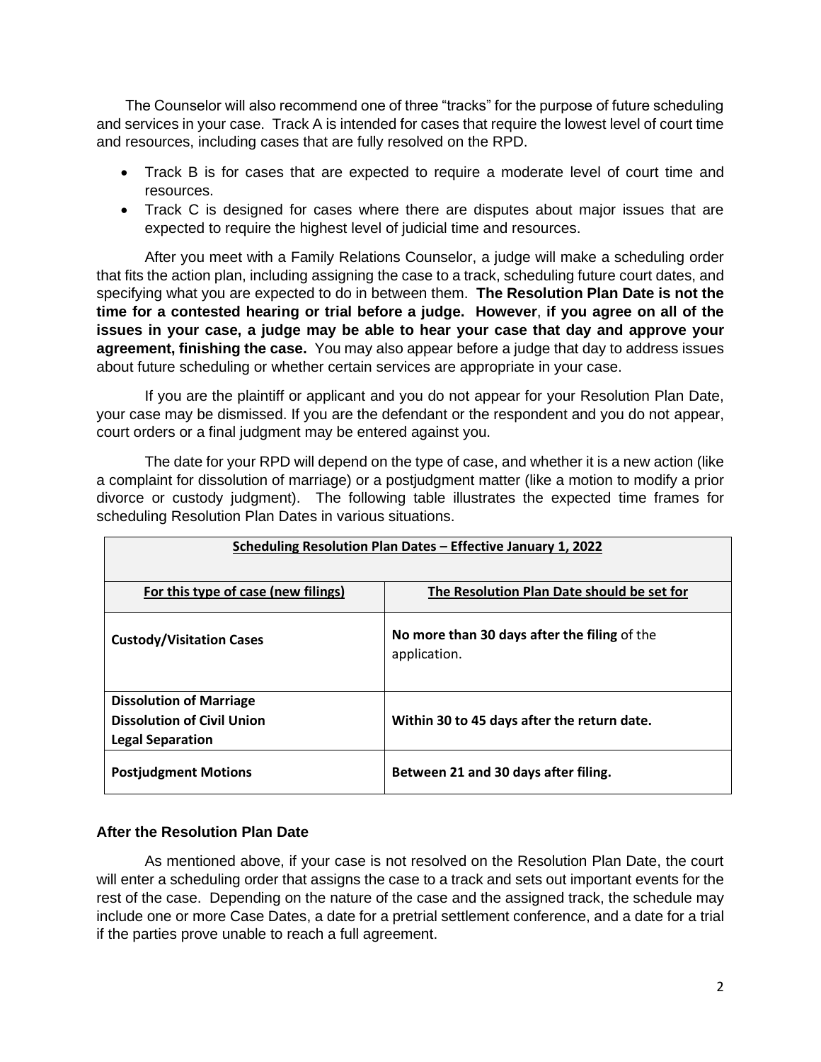The Counselor will also recommend one of three "tracks" for the purpose of future scheduling and services in your case. Track A is intended for cases that require the lowest level of court time and resources, including cases that are fully resolved on the RPD.

- Track B is for cases that are expected to require a moderate level of court time and resources.
- Track C is designed for cases where there are disputes about major issues that are expected to require the highest level of judicial time and resources.

After you meet with a Family Relations Counselor, a judge will make a scheduling order that fits the action plan, including assigning the case to a track, scheduling future court dates, and specifying what you are expected to do in between them. **The Resolution Plan Date is not the time for a contested hearing or trial before a judge. However**, **if you agree on all of the issues in your case, a judge may be able to hear your case that day and approve your agreement, finishing the case.** You may also appear before a judge that day to address issues about future scheduling or whether certain services are appropriate in your case.

If you are the plaintiff or applicant and you do not appear for your Resolution Plan Date, your case may be dismissed. If you are the defendant or the respondent and you do not appear, court orders or a final judgment may be entered against you.

The date for your RPD will depend on the type of case, and whether it is a new action (like a complaint for dissolution of marriage) or a postjudgment matter (like a motion to modify a prior divorce or custody judgment). The following table illustrates the expected time frames for scheduling Resolution Plan Dates in various situations.

| **Scheduling Resolution Plan Dates – Effective January 1, 2022** | |
|---|---|
| **For this type of case (new filings)** | **The Resolution Plan Date should be set for** |
| **Custody/Visitation Cases** | **No more than 30 days after the filing** of the application. |
| **Dissolution of Marriage**<br>**Dissolution of Civil Union**<br>**Legal Separation** | **Within 30 to 45 days after the return date.** |
| **Postjudgment Motions** | **Between 21 and 30 days after filing.** |

### After the Resolution Plan Date

As mentioned above, if your case is not resolved on the Resolution Plan Date, the court will enter a scheduling order that assigns the case to a track and sets out important events for the rest of the case. Depending on the nature of the case and the assigned track, the schedule may include one or more Case Dates, a date for a pretrial settlement conference, and a date for a trial if the parties prove unable to reach a full agreement.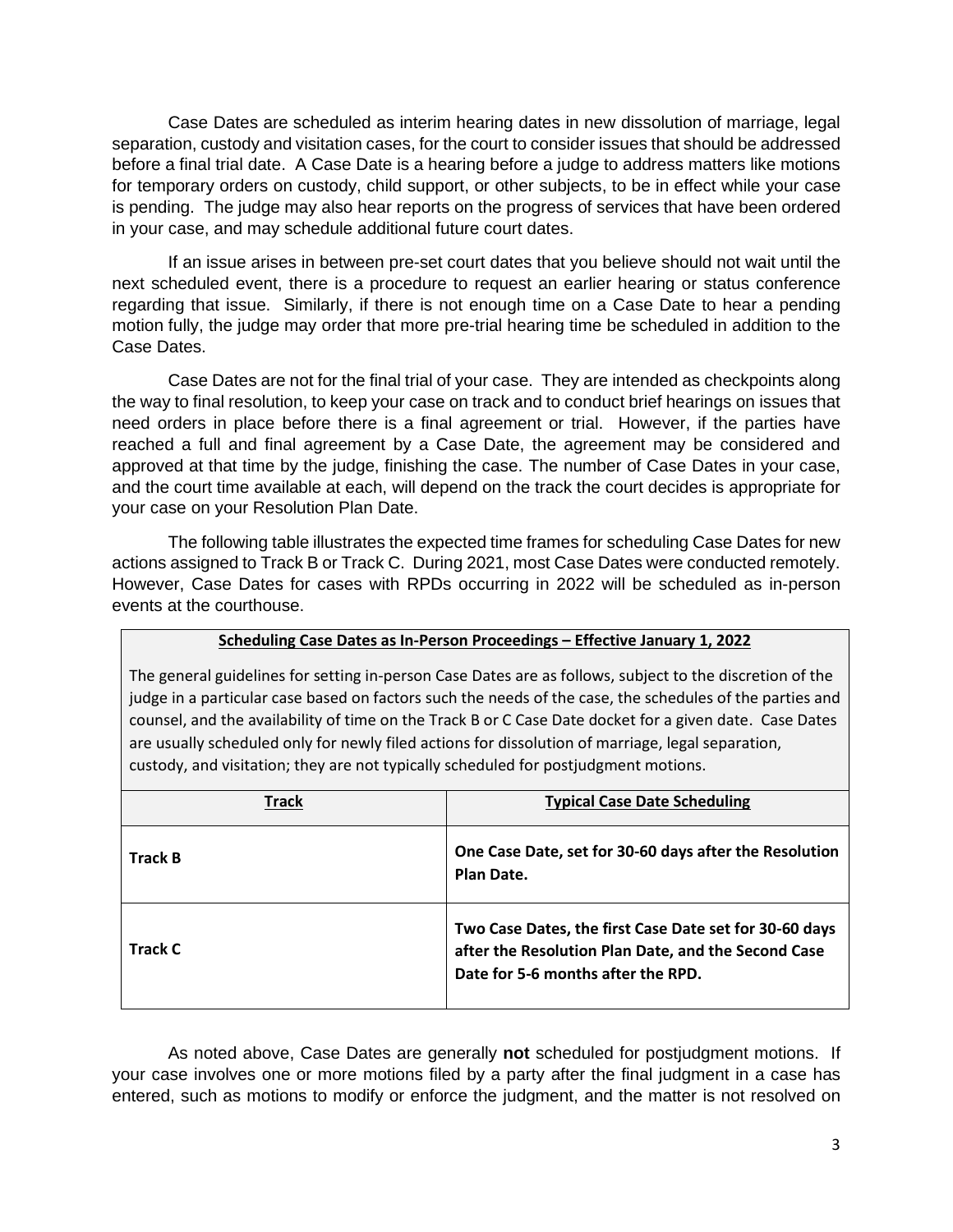Case Dates are scheduled as interim hearing dates in new dissolution of marriage, legal separation, custody and visitation cases, for the court to consider issues that should be addressed before a final trial date. A Case Date is a hearing before a judge to address matters like motions for temporary orders on custody, child support, or other subjects, to be in effect while your case is pending. The judge may also hear reports on the progress of services that have been ordered in your case, and may schedule additional future court dates.

If an issue arises in between pre-set court dates that you believe should not wait until the next scheduled event, there is a procedure to request an earlier hearing or status conference regarding that issue. Similarly, if there is not enough time on a Case Date to hear a pending motion fully, the judge may order that more pre-trial hearing time be scheduled in addition to the Case Dates.

Case Dates are not for the final trial of your case. They are intended as checkpoints along the way to final resolution, to keep your case on track and to conduct brief hearings on issues that need orders in place before there is a final agreement or trial. However, if the parties have reached a full and final agreement by a Case Date, the agreement may be considered and approved at that time by the judge, finishing the case. The number of Case Dates in your case, and the court time available at each, will depend on the track the court decides is appropriate for your case on your Resolution Plan Date.

The following table illustrates the expected time frames for scheduling Case Dates for new actions assigned to Track B or Track C. During 2021, most Case Dates were conducted remotely. However, Case Dates for cases with RPDs occurring in 2022 will be scheduled as in-person events at the courthouse.

**Scheduling Case Dates as In-Person Proceedings – Effective January 1, 2022**

The general guidelines for setting in-person Case Dates are as follows, subject to the discretion of the judge in a particular case based on factors such the needs of the case, the schedules of the parties and counsel, and the availability of time on the Track B or C Case Date docket for a given date. Case Dates are usually scheduled only for newly filed actions for dissolution of marriage, legal separation, custody, and visitation; they are not typically scheduled for postjudgment motions.

| Track | Typical Case Date Scheduling |
|---|---|
| **Track B** | **One Case Date, set for 30-60 days after the Resolution Plan Date.** |
| **Track C** | **Two Case Dates, the first Case Date set for 30-60 days after the Resolution Plan Date, and the Second Case Date for 5-6 months after the RPD.** |

As noted above, Case Dates are generally **not** scheduled for postjudgment motions. If your case involves one or more motions filed by a party after the final judgment in a case has entered, such as motions to modify or enforce the judgment, and the matter is not resolved on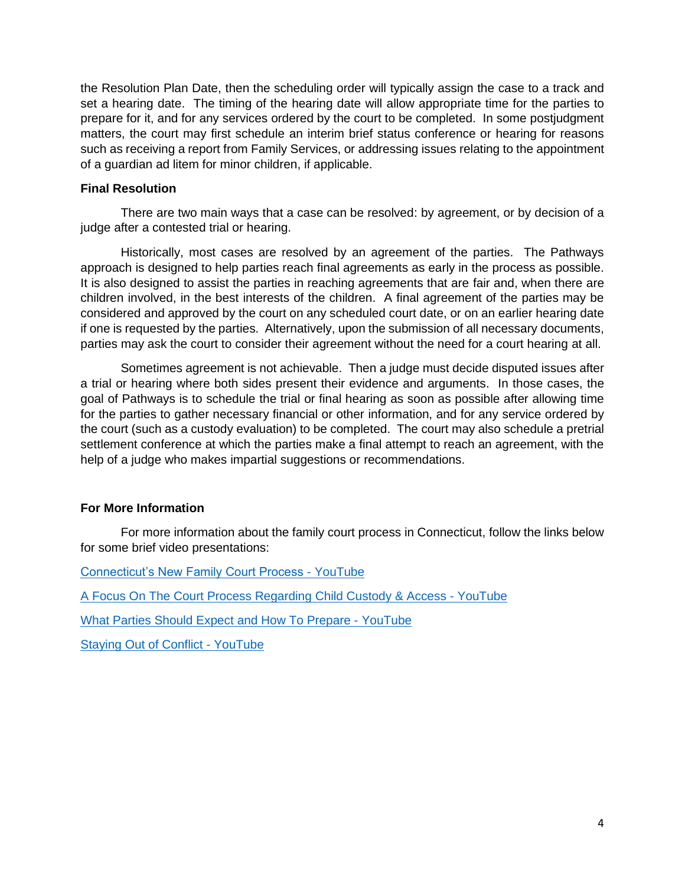the Resolution Plan Date, then the scheduling order will typically assign the case to a track and set a hearing date. The timing of the hearing date will allow appropriate time for the parties to prepare for it, and for any services ordered by the court to be completed. In some postjudgment matters, the court may first schedule an interim brief status conference or hearing for reasons such as receiving a report from Family Services, or addressing issues relating to the appointment of a guardian ad litem for minor children, if applicable.

**Final Resolution**

There are two main ways that a case can be resolved: by agreement, or by decision of a judge after a contested trial or hearing.

Historically, most cases are resolved by an agreement of the parties. The Pathways approach is designed to help parties reach final agreements as early in the process as possible. It is also designed to assist the parties in reaching agreements that are fair and, when there are children involved, in the best interests of the children. A final agreement of the parties may be considered and approved by the court on any scheduled court date, or on an earlier hearing date if one is requested by the parties. Alternatively, upon the submission of all necessary documents, parties may ask the court to consider their agreement without the need for a court hearing at all.

Sometimes agreement is not achievable. Then a judge must decide disputed issues after a trial or hearing where both sides present their evidence and arguments. In those cases, the goal of Pathways is to schedule the trial or final hearing as soon as possible after allowing time for the parties to gather necessary financial or other information, and for any service ordered by the court (such as a custody evaluation) to be completed. The court may also schedule a pretrial settlement conference at which the parties make a final attempt to reach an agreement, with the help of a judge who makes impartial suggestions or recommendations.

**For More Information**

For more information about the family court process in Connecticut, follow the links below for some brief video presentations:

Connecticut's New Family Court Process - YouTube

A Focus On The Court Process Regarding Child Custody & Access - YouTube

What Parties Should Expect and How To Prepare - YouTube

Staying Out of Conflict - YouTube